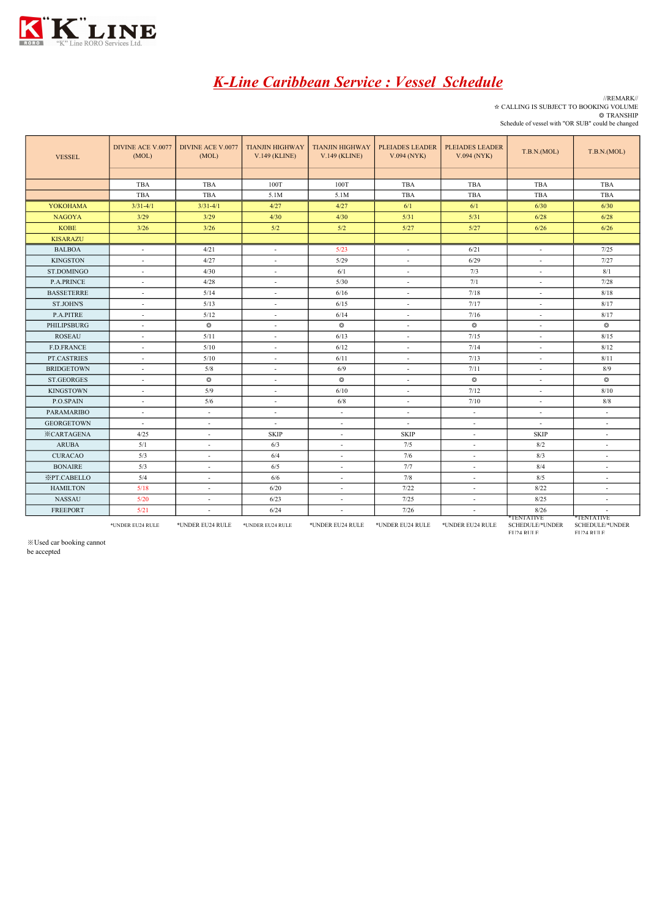"K" LINE

"K" Line RORO Services Ltd.

# *K-Line Caribbean Service : Vessel Schedule*

//REMARK//
☆ CALLING IS SUBJECT TO BOOKING VOLUME
◎ TRANSHIP
Schedule of vessel with "OR SUB" could be changed

| VESSEL | DIVINE ACE V.0077 (MOL) | DIVINE ACE V.0077 (MOL) | TIANJIN HIGHWAY V.149 (KLINE) | TIANJIN HIGHWAY V.149 (KLINE) | PLEIADES LEADER V.094 (NYK) | PLEIADES LEADER V.094 (NYK) | T.B.N.(MOL) | T.B.N.(MOL) |
|---|---|---|---|---|---|---|---|---|
| | TBA | TBA | 100T | 100T | TBA | TBA | TBA | TBA |
| | TBA | TBA | 5.1M | 5.1M | TBA | TBA | TBA | TBA |
| YOKOHAMA | 3/31-4/1 | 3/31-4/1 | 4/27 | 4/27 | 6/1 | 6/1 | 6/30 | 6/30 |
| NAGOYA | 3/29 | 3/29 | 4/30 | 4/30 | 5/31 | 5/31 | 6/28 | 6/28 |
| KOBE | 3/26 | 3/26 | 5/2 | 5/2 | 5/27 | 5/27 | 6/26 | 6/26 |
| KISARAZU | | | | | | | | |
| BALBOA | - | 4/21 | - | 5/23 | - | 6/21 | - | 7/25 |
| KINGSTON | - | 4/27 | - | 5/29 | - | 6/29 | - | 7/27 |
| ST.DOMINGO | - | 4/30 | - | 6/1 | - | 7/3 | - | 8/1 |
| P.A.PRINCE | - | 4/28 | - | 5/30 | - | 7/1 | - | 7/28 |
| BASSETERRE | - | 5/14 | - | 6/16 | - | 7/18 | - | 8/18 |
| ST.JOHN'S | - | 5/13 | - | 6/15 | - | 7/17 | - | 8/17 |
| P.A.PITRE | - | 5/12 | - | 6/14 | - | 7/16 | - | 8/17 |
| PHILIPSBURG | - | ◎ | - | ◎ | - | ◎ | - | ◎ |
| ROSEAU | - | 5/11 | - | 6/13 | - | 7/15 | - | 8/15 |
| F.D.FRANCE | - | 5/10 | - | 6/12 | - | 7/14 | - | 8/12 |
| PT.CASTRIES | - | 5/10 | - | 6/11 | - | 7/13 | - | 8/11 |
| BRIDGETOWN | - | 5/8 | - | 6/9 | - | 7/11 | - | 8/9 |
| ST.GEORGES | - | ◎ | - | ◎ | - | ◎ | - | ◎ |
| KINGSTOWN | - | 5/9 | - | 6/10 | - | 7/12 | - | 8/10 |
| P.O.SPAIN | - | 5/6 | - | 6/8 | - | 7/10 | - | 8/8 |
| PARAMARIBO | - | - | - | - | - | - | - | - |
| GEORGETOWN | - | - | - | - | - | - | - | - |
| ※CARTAGENA | 4/25 | - | SKIP | - | SKIP | - | SKIP | - |
| ARUBA | 5/1 | - | 6/3 | - | 7/5 | - | 8/2 | - |
| CURACAO | 5/3 | - | 6/4 | - | 7/6 | - | 8/3 | - |
| BONAIRE | 5/3 | - | 6/5 | - | 7/7 | - | 8/4 | - |
| ※PT.CABELLO | 5/4 | - | 6/6 | - | 7/8 | - | 8/5 | - |
| HAMILTON | 5/18 | - | 6/20 | - | 7/22 | - | 8/22 | - |
| NASSAU | 5/20 | - | 6/23 | - | 7/25 | - | 8/25 | - |
| FREEPORT | 5/21 | - | 6/24 | - | 7/26 | - | 8/26 | - |
| | *UNDER EU24 RULE | *UNDER EU24 RULE | *UNDER EU24 RULE | *UNDER EU24 RULE | *UNDER EU24 RULE | *UNDER EU24 RULE | *TENTATIVE SCHEDULE/*UNDER EU24 RULE | *TENTATIVE SCHEDULE/*UNDER EU24 RULE |

※Used car booking cannot be accepted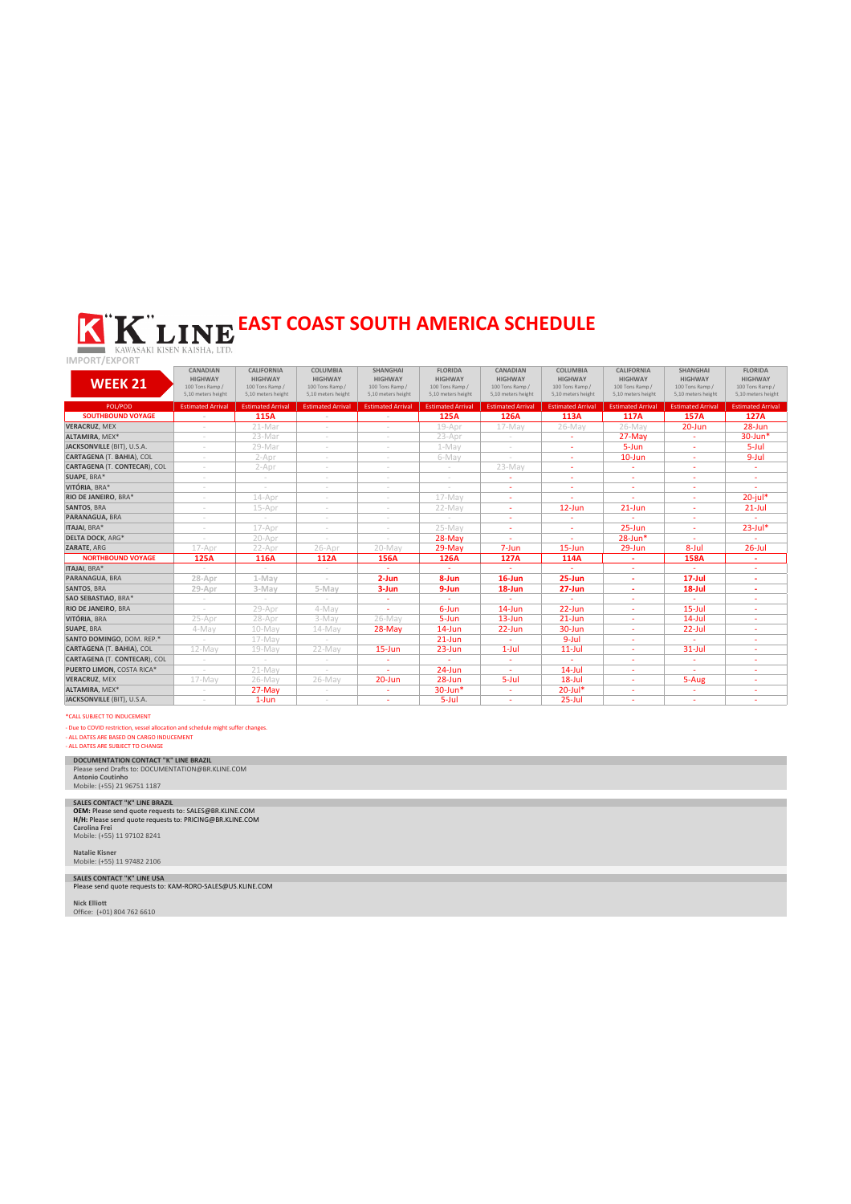# "K" LINE EAST COAST SOUTH AMERICA SCHEDULE

KAWASAKI KISEN KAISHA, LTD.

IMPORT/EXPORT

| WEEK 21 | CANADIAN HIGHWAY 100 Tons Ramp / 5,10 meters height | CALIFORNIA HIGHWAY 100 Tons Ramp / 5,10 meters height | COLUMBIA HIGHWAY 100 Tons Ramp / 5,10 meters height | SHANGHAI HIGHWAY 100 Tons Ramp / 5,10 meters height | FLORIDA HIGHWAY 100 Tons Ramp / 5,10 meters height | CANADIAN HIGHWAY 100 Tons Ramp / 5,10 meters height | COLUMBIA HIGHWAY 100 Tons Ramp / 5,10 meters height | CALIFORNIA HIGHWAY 100 Tons Ramp / 5,10 meters height | SHANGHAI HIGHWAY 100 Tons Ramp / 5,10 meters height | FLORIDA HIGHWAY 100 Tons Ramp / 5,10 meters height |
|---|---|---|---|---|---|---|---|---|---|---|
| POL/POD | Estimated Arrival | Estimated Arrival | Estimated Arrival | Estimated Arrival | Estimated Arrival | Estimated Arrival | Estimated Arrival | Estimated Arrival | Estimated Arrival | Estimated Arrival |
| **SOUTHBOUND VOYAGE** | - | **115A** | - | - | **125A** | **126A** | **113A** | **117A** | **157A** | **127A** |
| **VERACRUZ**, MEX | - | 21-Mar | - | - | 19-Apr | 17-May | 26-May | 26-May | 20-Jun | 28-Jun |
| **ALTAMIRA**, MEX* | - | 23-Mar | - | - | 23-Apr | - | - | 27-May | - | 30-Jun* |
| **JACKSONVILLE** (BIT), U.S.A. | - | 29-Mar | - | - | 1-May | - | - | 5-Jun | - | 5-Jul |
| **CARTAGENA** (T. **BAHIA**), COL | - | 2-Apr | - | - | 6-May | - | - | 10-Jun | - | 9-Jul |
| **CARTAGENA** (T. **CONTECAR**), COL | - | 2-Apr | - | - | - | 23-May | - | - | - | - |
| **SUAPE**, BRA* | - | - | - | - | - | - | - | - | - | - |
| **VITÓRIA**, BRA* | - | - | - | - | - | - | - | - | - | - |
| **RIO DE JANEIRO**, BRA* | - | 14-Apr | - | - | 17-May | - | - | - | - | 20-jul* |
| **SANTOS**, BRA | - | 15-Apr | - | - | 22-May | - | 12-Jun | 21-Jun | - | 21-Jul |
| **PARANAGUA**, BRA | - | - | - | - | - | - | - | - | - | - |
| **ITAJAI**, BRA* | - | 17-Apr | - | - | 25-May | - | - | 25-Jun | - | 23-Jul* |
| **DELTA DOCK**, ARG* | - | 20-Apr | - | - | 28-May | - | - | 28-Jun* | - | - |
| **ZARATE**, ARG | 17-Apr | 22-Apr | 26-Apr | 20-May | 29-May | 7-Jun | 15-Jun | 29-Jun | 8-Jul | 26-Jul |
| **NORTHBOUND VOYAGE** | **125A** | **116A** | **112A** | **156A** | **126A** | **127A** | **114A** | - | **158A** | - |
| **ITAJAI**, BRA* | - | - | - | - | - | - | - | - | - | - |
| **PARANAGUA**, BRA | 28-Apr | 1-May | - | 2-Jun | 8-Jun | 16-Jun | 25-Jun | - | 17-Jul | - |
| **SANTOS**, BRA | 29-Apr | 3-May | 5-May | 3-Jun | 9-Jun | 18-Jun | 27-Jun | - | 18-Jul | - |
| **SAO SEBASTIAO**, BRA* | - | - | - | - | - | - | - | - | - | - |
| **RIO DE JANEIRO**, BRA | - | 29-Apr | 4-May | - | 6-Jun | 14-Jun | 22-Jun | - | 15-Jul | - |
| **VITÓRIA**, BRA | 25-Apr | 28-Apr | 3-May | 26-May | 5-Jun | 13-Jun | 21-Jun | - | 14-Jul | - |
| **SUAPE**, BRA | 4-May | 10-May | 14-May | 28-May | 14-Jun | 22-Jun | 30-Jun | - | 22-Jul | - |
| **SANTO DOMINGO**, DOM. REP.* | - | 17-May | - | - | 21-Jun | - | 9-Jul | - | - | - |
| **CARTAGENA** (T. **BAHIA**), COL | 12-May | 19-May | 22-May | 15-Jun | 23-Jun | 1-Jul | 11-Jul | - | 31-Jul | - |
| **CARTAGENA** (T. **CONTECAR**), COL | - | - | - | - | - | - | - | - | - | - |
| **PUERTO LIMON**, COSTA RICA* | - | 21-May | - | - | 24-Jun | - | 14-Jul | - | - | - |
| **VERACRUZ**, MEX | 17-May | 26-May | 26-May | 20-Jun | 28-Jun | 5-Jul | 18-Jul | - | 5-Aug | - |
| **ALTAMIRA**, MEX* | - | 27-May | - | - | 30-Jun* | - | 20-Jul* | - | - | - |
| **JACKSONVILLE** (BIT), U.S.A. | - | 1-Jun | - | - | 5-Jul | - | 25-Jul | - | - | - |

*CALL SUBJECT TO INDUCEMENT

- Due to COVID restriction, vessel allocation and schedule might suffer changes.
- ALL DATES ARE BASED ON CARGO INDUCEMENT
- ALL DATES ARE SUBJECT TO CHANGE

**DOCUMENTATION CONTACT "K" LINE BRAZIL**
Please send Drafts to: DOCUMENTATION@BR.KLINE.COM
**Antonio Coutinho**
Mobile: (+55) 21 96751 1187

**SALES CONTACT "K" LINE BRAZIL**
**OEM:** Please send quote requests to: SALES@BR.KLINE.COM
**H/H:** Please send quote requests to: PRICING@BR.KLINE.COM
**Carolina Frei**
Mobile: (+55) 11 97102 8241

**Natalie Kisner**
Mobile: (+55) 11 97482 2106

**SALES CONTACT "K" LINE USA**
Please send quote requests to: KAM-RORO-SALES@US.KLINE.COM

**Nick Elliott**
Office: (+01) 804 762 6610